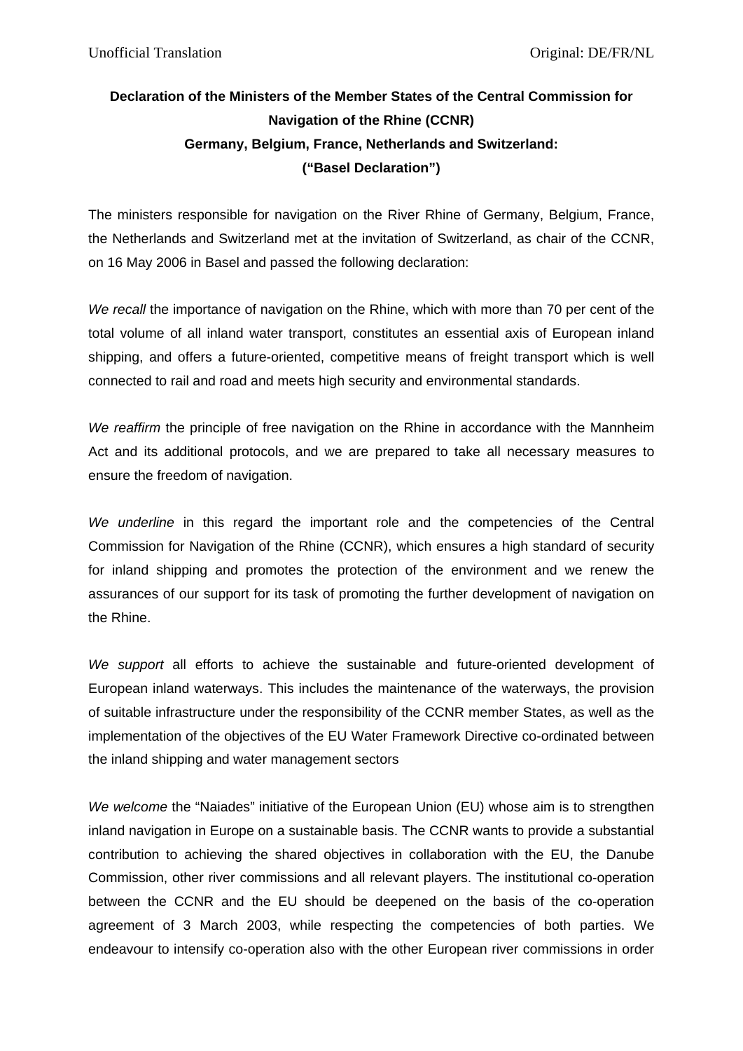Unofficial Translation Original: DE/FR/NL

**Declaration of the Ministers of the Member States of the Central Commission for Navigation of the Rhine (CCNR)**
**Germany, Belgium, France, Netherlands and Switzerland:**
**(“Basel Declaration”)**

The ministers responsible for navigation on the River Rhine of Germany, Belgium, France, the Netherlands and Switzerland met at the invitation of Switzerland, as chair of the CCNR, on 16 May 2006 in Basel and passed the following declaration:

*We recall* the importance of navigation on the Rhine, which with more than 70 per cent of the total volume of all inland water transport, constitutes an essential axis of European inland shipping, and offers a future-oriented, competitive means of freight transport which is well connected to rail and road and meets high security and environmental standards.

*We reaffirm* the principle of free navigation on the Rhine in accordance with the Mannheim Act and its additional protocols, and we are prepared to take all necessary measures to ensure the freedom of navigation.

*We underline* in this regard the important role and the competencies of the Central Commission for Navigation of the Rhine (CCNR), which ensures a high standard of security for inland shipping and promotes the protection of the environment and we renew the assurances of our support for its task of promoting the further development of navigation on the Rhine.

*We support* all efforts to achieve the sustainable and future-oriented development of European inland waterways. This includes the maintenance of the waterways, the provision of suitable infrastructure under the responsibility of the CCNR member States, as well as the implementation of the objectives of the EU Water Framework Directive co-ordinated between the inland shipping and water management sectors

*We welcome* the “Naiades” initiative of the European Union (EU) whose aim is to strengthen inland navigation in Europe on a sustainable basis. The CCNR wants to provide a substantial contribution to achieving the shared objectives in collaboration with the EU, the Danube Commission, other river commissions and all relevant players. The institutional co-operation between the CCNR and the EU should be deepened on the basis of the co-operation agreement of 3 March 2003, while respecting the competencies of both parties. We endeavour to intensify co-operation also with the other European river commissions in order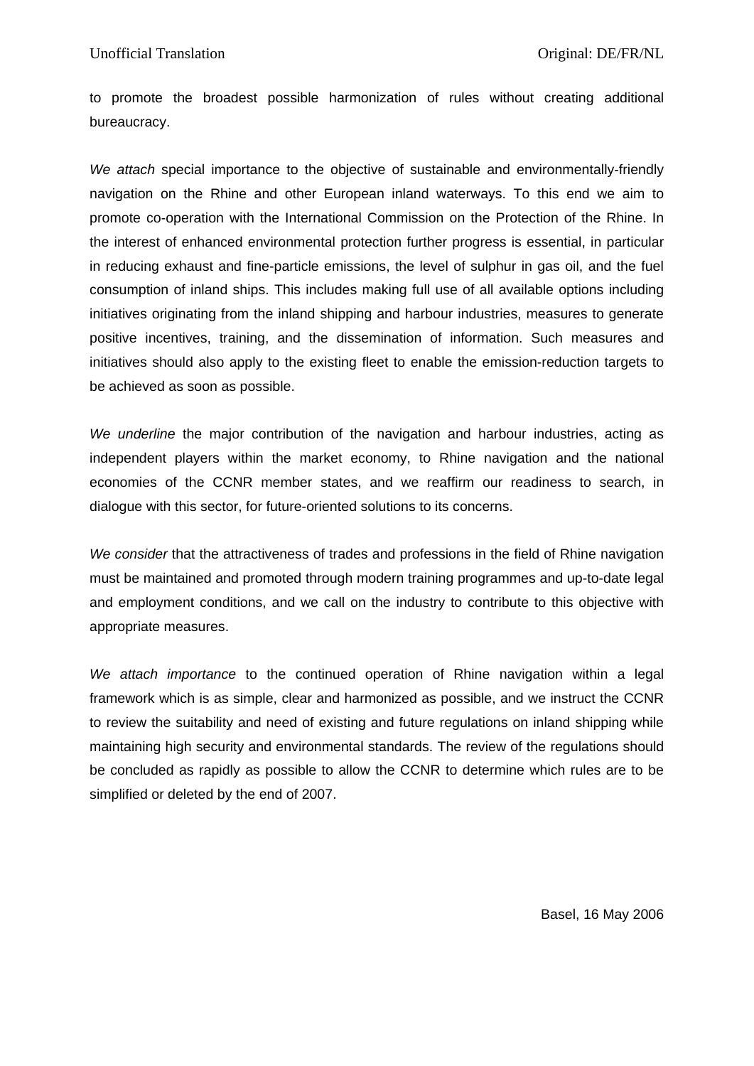to promote the broadest possible harmonization of rules without creating additional bureaucracy.

*We attach* special importance to the objective of sustainable and environmentally-friendly navigation on the Rhine and other European inland waterways. To this end we aim to promote co-operation with the International Commission on the Protection of the Rhine. In the interest of enhanced environmental protection further progress is essential, in particular in reducing exhaust and fine-particle emissions, the level of sulphur in gas oil, and the fuel consumption of inland ships. This includes making full use of all available options including initiatives originating from the inland shipping and harbour industries, measures to generate positive incentives, training, and the dissemination of information. Such measures and initiatives should also apply to the existing fleet to enable the emission-reduction targets to be achieved as soon as possible.

*We underline* the major contribution of the navigation and harbour industries, acting as independent players within the market economy, to Rhine navigation and the national economies of the CCNR member states, and we reaffirm our readiness to search, in dialogue with this sector, for future-oriented solutions to its concerns.

*We consider* that the attractiveness of trades and professions in the field of Rhine navigation must be maintained and promoted through modern training programmes and up-to-date legal and employment conditions, and we call on the industry to contribute to this objective with appropriate measures.

*We attach importance* to the continued operation of Rhine navigation within a legal framework which is as simple, clear and harmonized as possible, and we instruct the CCNR to review the suitability and need of existing and future regulations on inland shipping while maintaining high security and environmental standards. The review of the regulations should be concluded as rapidly as possible to allow the CCNR to determine which rules are to be simplified or deleted by the end of 2007.

Basel, 16 May 2006